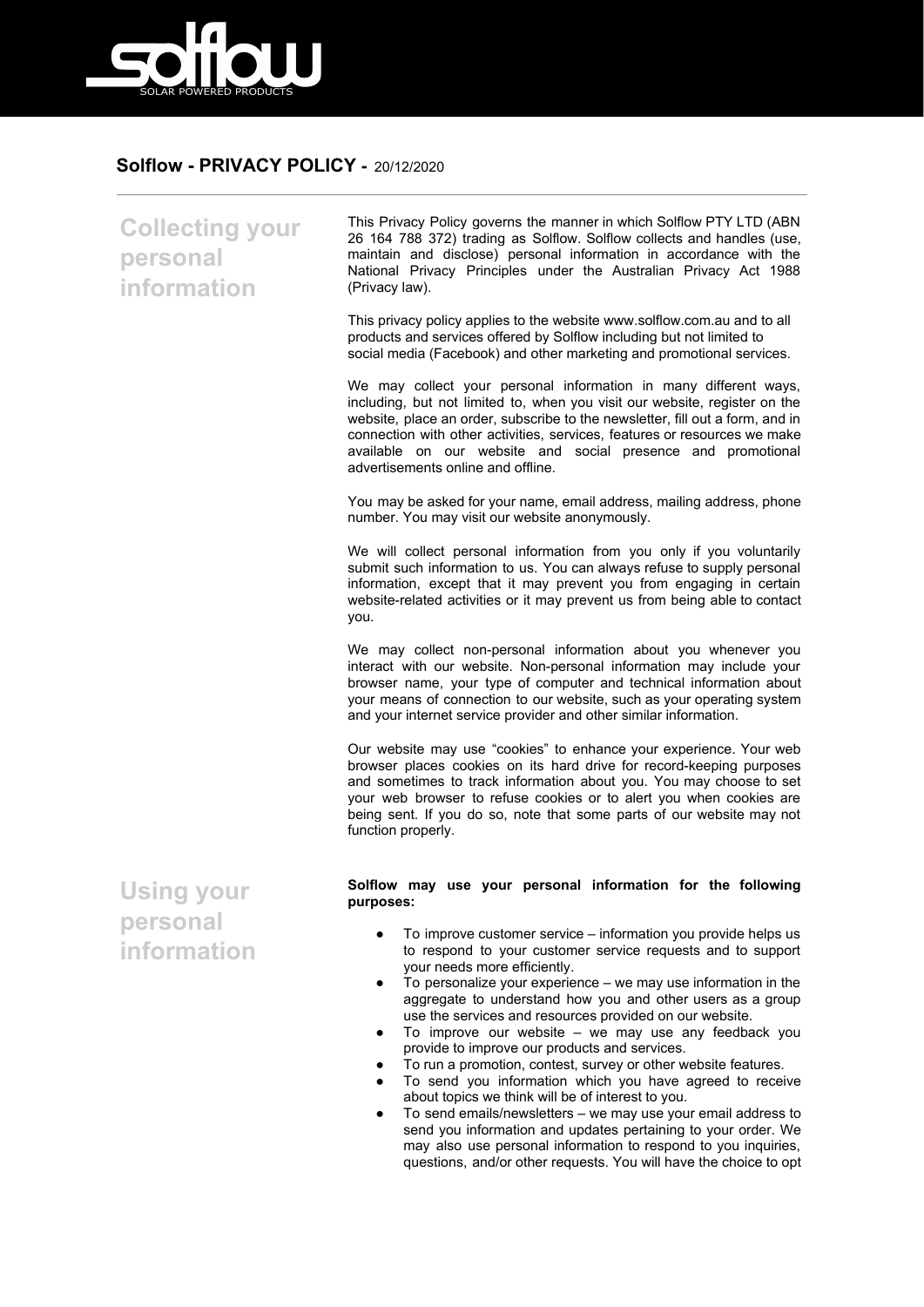**Solflow - PRIVACY POLICY -** 20/12/2020

## Collecting your personal information

This Privacy Policy governs the manner in which Solflow PTY LTD (ABN 26 164 788 372) trading as Solflow. Solflow collects and handles (use, maintain and disclose) personal information in accordance with the National Privacy Principles under the Australian Privacy Act 1988 (Privacy law).

This privacy policy applies to the website www.solflow.com.au and to all products and services offered by Solflow including but not limited to social media (Facebook) and other marketing and promotional services.

We may collect your personal information in many different ways, including, but not limited to, when you visit our website, register on the website, place an order, subscribe to the newsletter, fill out a form, and in connection with other activities, services, features or resources we make available on our website and social presence and promotional advertisements online and offline.

You may be asked for your name, email address, mailing address, phone number. You may visit our website anonymously.

We will collect personal information from you only if you voluntarily submit such information to us. You can always refuse to supply personal information, except that it may prevent you from engaging in certain website-related activities or it may prevent us from being able to contact you.

We may collect non-personal information about you whenever you interact with our website. Non-personal information may include your browser name, your type of computer and technical information about your means of connection to our website, such as your operating system and your internet service provider and other similar information.

Our website may use "cookies" to enhance your experience. Your web browser places cookies on its hard drive for record-keeping purposes and sometimes to track information about you. You may choose to set your web browser to refuse cookies or to alert you when cookies are being sent. If you do so, note that some parts of our website may not function properly.

## Using your personal information

**Solflow may use your personal information for the following purposes:**

- To improve customer service – information you provide helps us to respond to your customer service requests and to support your needs more efficiently.
- To personalize your experience – we may use information in the aggregate to understand how you and other users as a group use the services and resources provided on our website.
- To improve our website – we may use any feedback you provide to improve our products and services.
- To run a promotion, contest, survey or other website features.
- To send you information which you have agreed to receive about topics we think will be of interest to you.
- To send emails/newsletters – we may use your email address to send you information and updates pertaining to your order. We may also use personal information to respond to you inquiries, questions, and/or other requests. You will have the choice to opt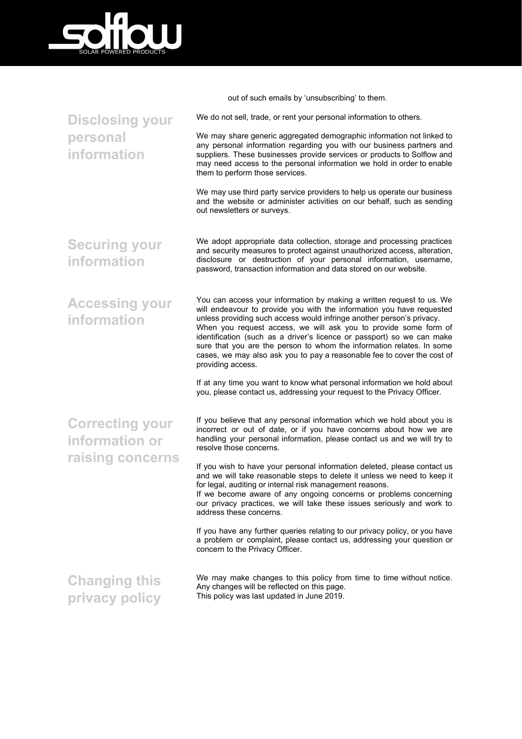out of such emails by ‘unsubscribing’ to them.

## Disclosing your personal information

We do not sell, trade, or rent your personal information to others.

We may share generic aggregated demographic information not linked to any personal information regarding you with our business partners and suppliers. These businesses provide services or products to Solflow and may need access to the personal information we hold in order to enable them to perform those services.

We may use third party service providers to help us operate our business and the website or administer activities on our behalf, such as sending out newsletters or surveys.

## Securing your information

We adopt appropriate data collection, storage and processing practices and security measures to protect against unauthorized access, alteration, disclosure or destruction of your personal information, username, password, transaction information and data stored on our website.

## Accessing your information

You can access your information by making a written request to us. We will endeavour to provide you with the information you have requested unless providing such access would infringe another person’s privacy.
When you request access, we will ask you to provide some form of identification (such as a driver’s licence or passport) so we can make sure that you are the person to whom the information relates. In some cases, we may also ask you to pay a reasonable fee to cover the cost of providing access.

If at any time you want to know what personal information we hold about you, please contact us, addressing your request to the Privacy Officer.

## Correcting your information or raising concerns

If you believe that any personal information which we hold about you is incorrect or out of date, or if you have concerns about how we are handling your personal information, please contact us and we will try to resolve those concerns.

If you wish to have your personal information deleted, please contact us and we will take reasonable steps to delete it unless we need to keep it for legal, auditing or internal risk management reasons.
If we become aware of any ongoing concerns or problems concerning our privacy practices, we will take these issues seriously and work to address these concerns.

If you have any further queries relating to our privacy policy, or you have a problem or complaint, please contact us, addressing your question or concern to the Privacy Officer.

## Changing this privacy policy

We may make changes to this policy from time to time without notice.
Any changes will be reflected on this page.
This policy was last updated in June 2019.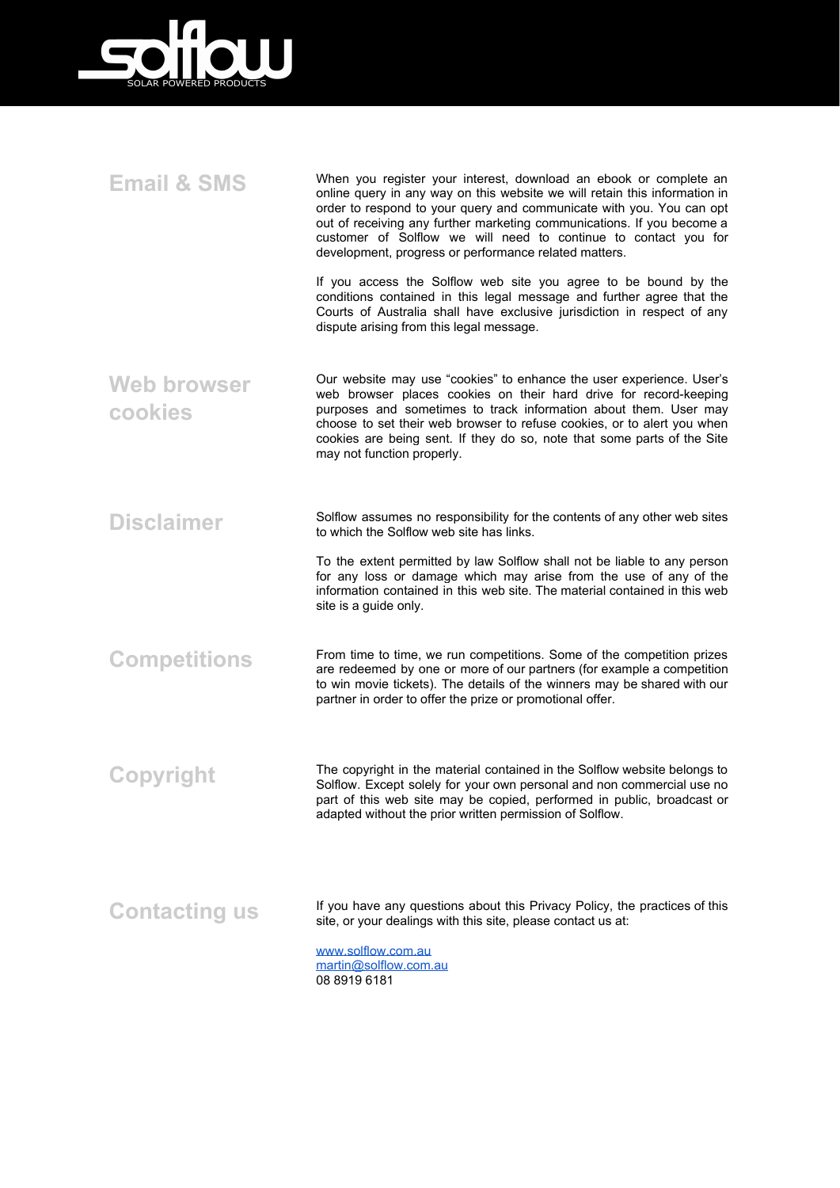## Email & SMS

When you register your interest, download an ebook or complete an online query in any way on this website we will retain this information in order to respond to your query and communicate with you. You can opt out of receiving any further marketing communications. If you become a customer of Solflow we will need to continue to contact you for development, progress or performance related matters.

If you access the Solflow web site you agree to be bound by the conditions contained in this legal message and further agree that the Courts of Australia shall have exclusive jurisdiction in respect of any dispute arising from this legal message.

## Web browser cookies

Our website may use "cookies" to enhance the user experience. User's web browser places cookies on their hard drive for record-keeping purposes and sometimes to track information about them. User may choose to set their web browser to refuse cookies, or to alert you when cookies are being sent. If they do so, note that some parts of the Site may not function properly.

## Disclaimer

Solflow assumes no responsibility for the contents of any other web sites to which the Solflow web site has links.

To the extent permitted by law Solflow shall not be liable to any person for any loss or damage which may arise from the use of any of the information contained in this web site. The material contained in this web site is a guide only.

## Competitions

From time to time, we run competitions. Some of the competition prizes are redeemed by one or more of our partners (for example a competition to win movie tickets). The details of the winners may be shared with our partner in order to offer the prize or promotional offer.

## Copyright

The copyright in the material contained in the Solflow website belongs to Solflow. Except solely for your own personal and non commercial use no part of this web site may be copied, performed in public, broadcast or adapted without the prior written permission of Solflow.

## Contacting us

If you have any questions about this Privacy Policy, the practices of this site, or your dealings with this site, please contact us at:

www.solflow.com.au
martin@solflow.com.au
08 8919 6181